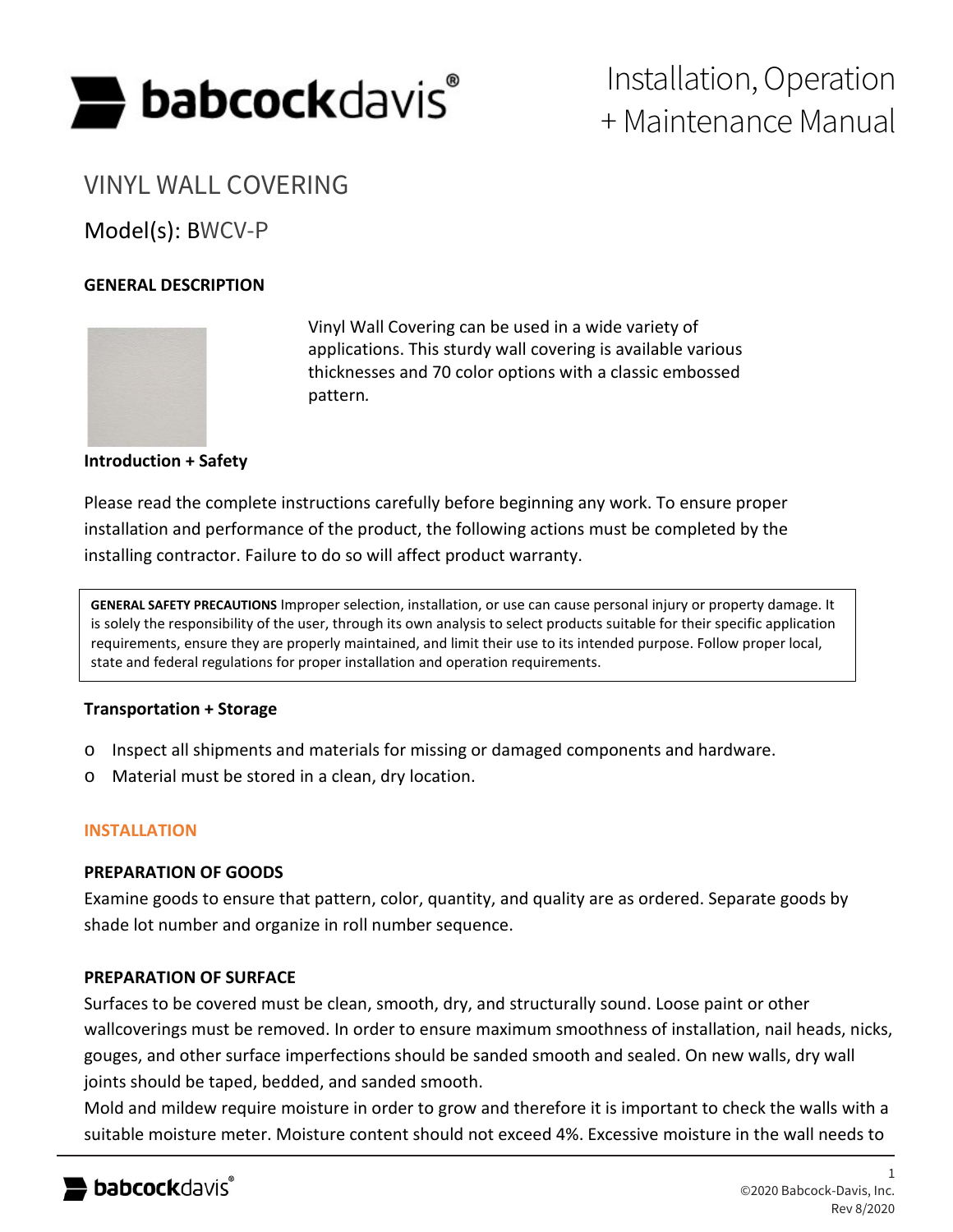# Installation, Operation + Maintenance Manual

## VINYL WALL COVERING

Model(s): BWCV-P

**GENERAL DESCRIPTION**

Vinyl Wall Covering can be used in a wide variety of applications. This sturdy wall covering is available various thicknesses and 70 color options with a classic embossed pattern.

**Introduction + Safety**

Please read the complete instructions carefully before beginning any work. To ensure proper installation and performance of the product, the following actions must be completed by the installing contractor. Failure to do so will affect product warranty.

> **GENERAL SAFETY PRECAUTIONS** Improper selection, installation, or use can cause personal injury or property damage. It is solely the responsibility of the user, through its own analysis to select products suitable for their specific application requirements, ensure they are properly maintained, and limit their use to its intended purpose. Follow proper local, state and federal regulations for proper installation and operation requirements.

**Transportation + Storage**

- Inspect all shipments and materials for missing or damaged components and hardware.
- Material must be stored in a clean, dry location.

## INSTALLATION

**PREPARATION OF GOODS**

Examine goods to ensure that pattern, color, quantity, and quality are as ordered. Separate goods by shade lot number and organize in roll number sequence.

**PREPARATION OF SURFACE**

Surfaces to be covered must be clean, smooth, dry, and structurally sound. Loose paint or other wallcoverings must be removed. In order to ensure maximum smoothness of installation, nail heads, nicks, gouges, and other surface imperfections should be sanded smooth and sealed. On new walls, dry wall joints should be taped, bedded, and sanded smooth.

Mold and mildew require moisture in order to grow and therefore it is important to check the walls with a suitable moisture meter. Moisture content should not exceed 4%. Excessive moisture in the wall needs to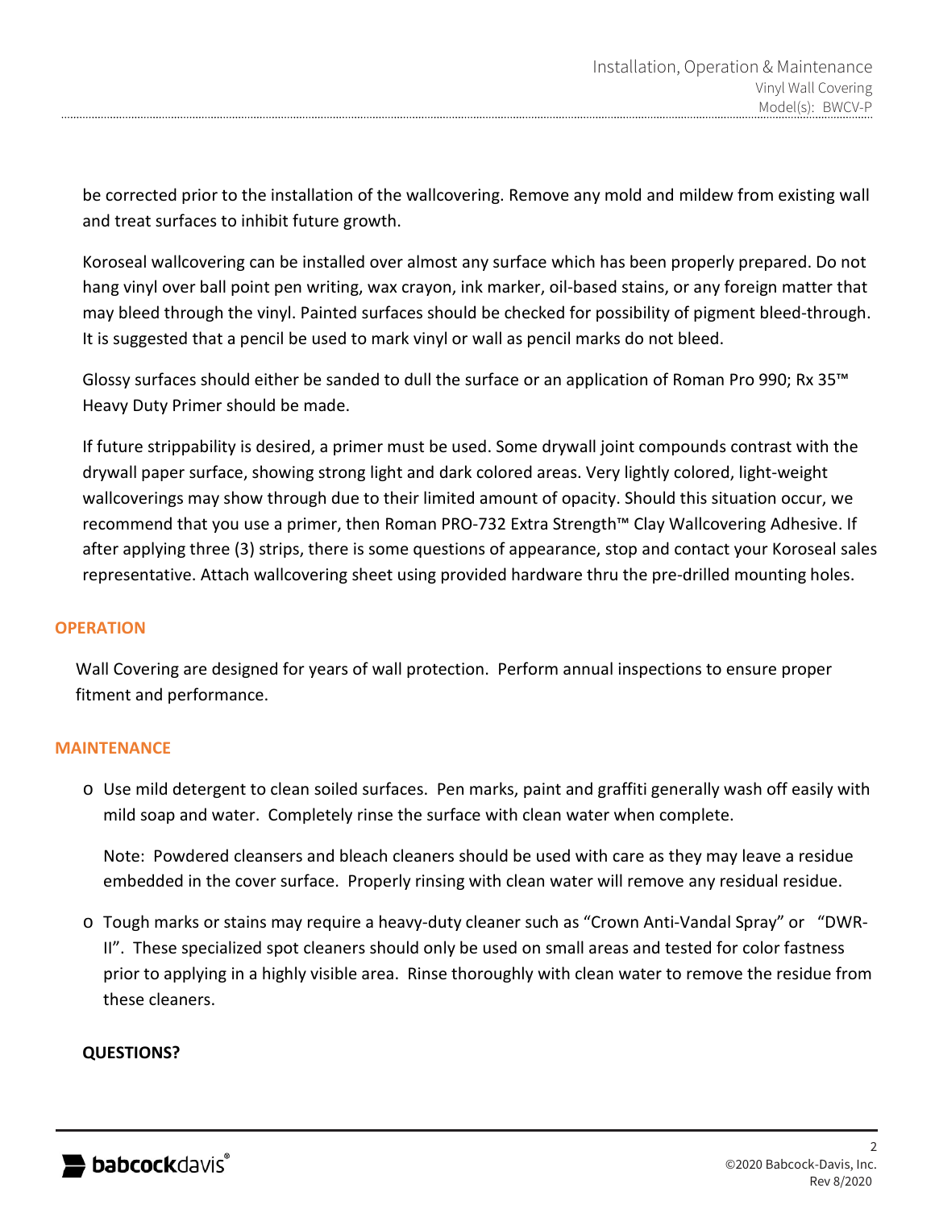be corrected prior to the installation of the wallcovering. Remove any mold and mildew from existing wall and treat surfaces to inhibit future growth.

Koroseal wallcovering can be installed over almost any surface which has been properly prepared. Do not hang vinyl over ball point pen writing, wax crayon, ink marker, oil-based stains, or any foreign matter that may bleed through the vinyl. Painted surfaces should be checked for possibility of pigment bleed-through. It is suggested that a pencil be used to mark vinyl or wall as pencil marks do not bleed.

Glossy surfaces should either be sanded to dull the surface or an application of Roman Pro 990; Rx 35™ Heavy Duty Primer should be made.

If future strippability is desired, a primer must be used. Some drywall joint compounds contrast with the drywall paper surface, showing strong light and dark colored areas. Very lightly colored, light-weight wallcoverings may show through due to their limited amount of opacity. Should this situation occur, we recommend that you use a primer, then Roman PRO-732 Extra Strength™ Clay Wallcovering Adhesive. If after applying three (3) strips, there is some questions of appearance, stop and contact your Koroseal sales representative. Attach wallcovering sheet using provided hardware thru the pre-drilled mounting holes.

## OPERATION

Wall Covering are designed for years of wall protection. Perform annual inspections to ensure proper fitment and performance.

## MAINTENANCE

- Use mild detergent to clean soiled surfaces. Pen marks, paint and graffiti generally wash off easily with mild soap and water. Completely rinse the surface with clean water when complete.

  Note: Powdered cleansers and bleach cleaners should be used with care as they may leave a residue embedded in the cover surface. Properly rinsing with clean water will remove any residual residue.

- Tough marks or stains may require a heavy-duty cleaner such as "Crown Anti-Vandal Spray" or "DWR-II". These specialized spot cleaners should only be used on small areas and tested for color fastness prior to applying in a highly visible area. Rinse thoroughly with clean water to remove the residue from these cleaners.

**QUESTIONS?**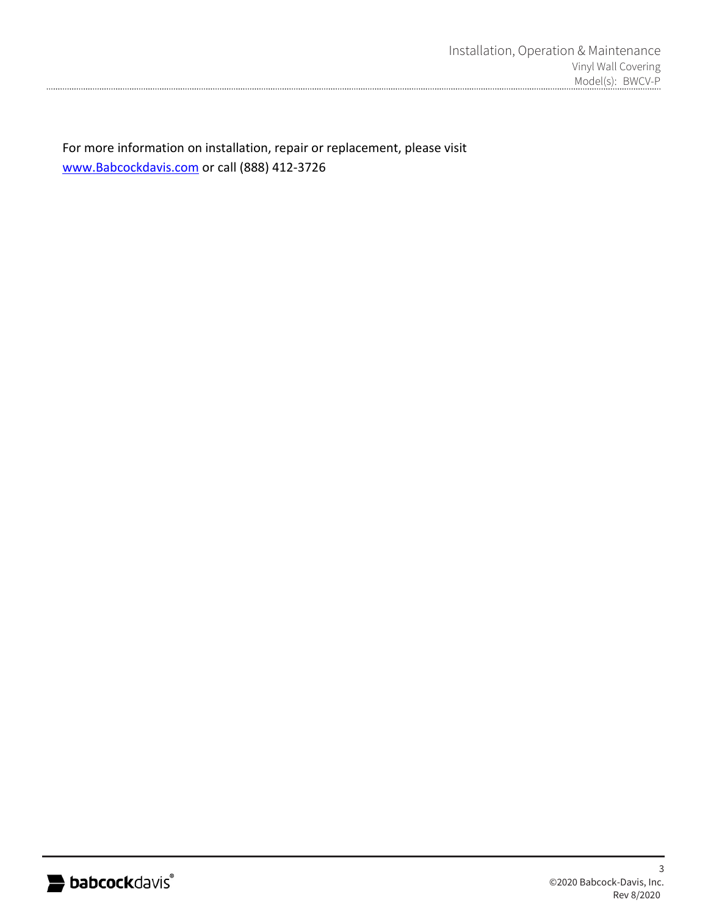For more information on installation, repair or replacement, please visit [www.Babcockdavis.com](http://www.Babcockdavis.com) or call (888) 412-3726